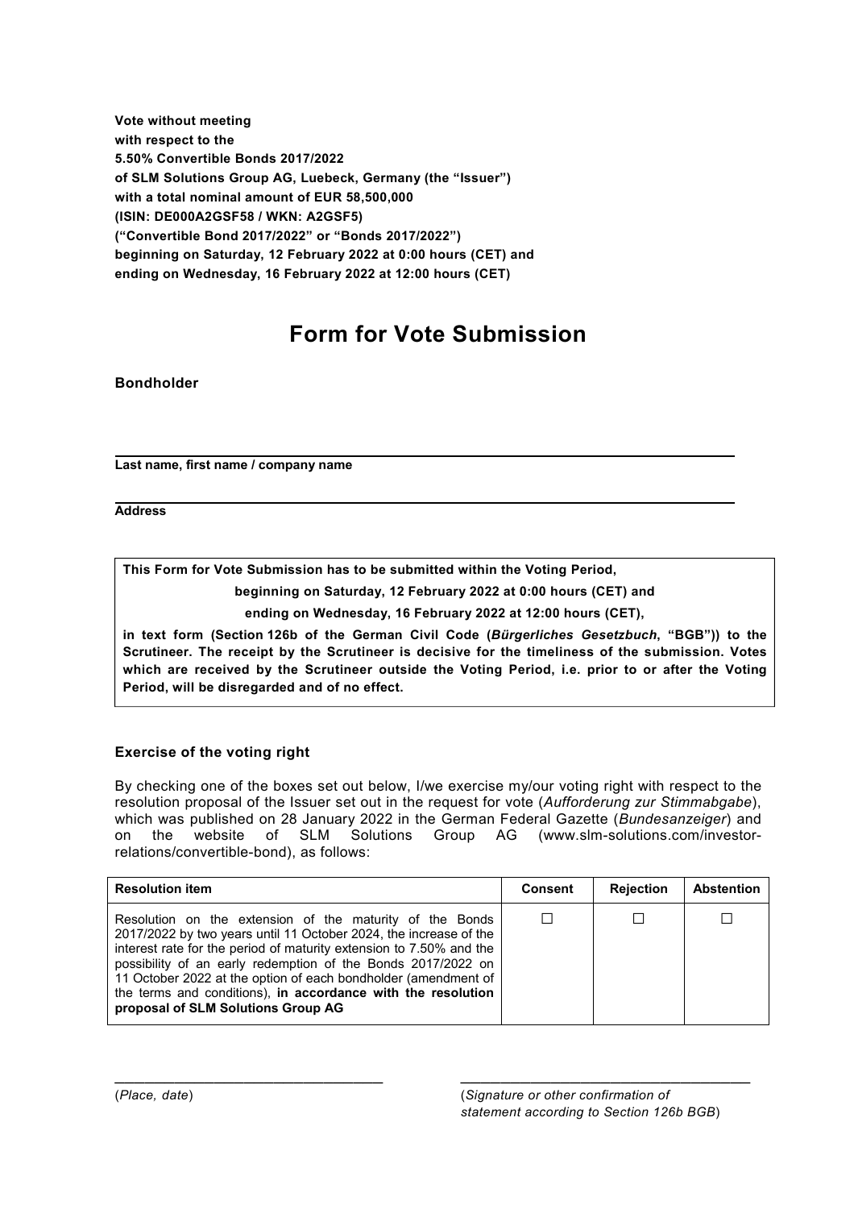**Vote without meeting**
**with respect to the**
**5.50% Convertible Bonds 2017/2022**
**of SLM Solutions Group AG, Luebeck, Germany (the "Issuer")**
**with a total nominal amount of EUR 58,500,000**
**(ISIN: DE000A2GSF58 / WKN: A2GSF5)**
**("Convertible Bond 2017/2022" or "Bonds 2017/2022")**
**beginning on Saturday, 12 February 2022 at 0:00 hours (CET) and**
**ending on Wednesday, 16 February 2022 at 12:00 hours (CET)**

# Form for Vote Submission

**Bondholder**

\_\_\_\_\_\_\_\_\_\_\_\_\_\_\_\_\_\_\_\_\_\_\_\_\_\_\_\_\_\_\_\_\_\_\_\_\_\_\_\_\_\_\_\_\_\_\_\_\_\_\_\_\_\_\_\_\_\_\_\_

**Last name, first name / company name**

\_\_\_\_\_\_\_\_\_\_\_\_\_\_\_\_\_\_\_\_\_\_\_\_\_\_\_\_\_\_\_\_\_\_\_\_\_\_\_\_\_\_\_\_\_\_\_\_\_\_\_\_\_\_\_\_\_\_\_\_

**Address**

> **This Form for Vote Submission has to be submitted within the Voting Period,**
>
> **beginning on Saturday, 12 February 2022 at 0:00 hours (CET) and**
>
> **ending on Wednesday, 16 February 2022 at 12:00 hours (CET),**
>
> **in text form (Section 126b of the German Civil Code (*Bürgerliches Gesetzbuch*, "BGB")) to the Scrutineer. The receipt by the Scrutineer is decisive for the timeliness of the submission. Votes which are received by the Scrutineer outside the Voting Period, i.e. prior to or after the Voting Period, will be disregarded and of no effect.**

### Exercise of the voting right

By checking one of the boxes set out below, I/we exercise my/our voting right with respect to the resolution proposal of the Issuer set out in the request for vote (*Aufforderung zur Stimmabgabe*), which was published on 28 January 2022 in the German Federal Gazette (*Bundesanzeiger*) and on the website of SLM Solutions Group AG (www.slm-solutions.com/investor-relations/convertible-bond), as follows:

| Resolution item | Consent | Rejection | Abstention |
|---|---|---|---|
| Resolution on the extension of the maturity of the Bonds 2017/2022 by two years until 11 October 2024, the increase of the interest rate for the period of maturity extension to 7.50% and the possibility of an early redemption of the Bonds 2017/2022 on 11 October 2022 at the option of each bondholder (amendment of the terms and conditions), **in accordance with the resolution proposal of SLM Solutions Group AG** | ☐ | ☐ | ☐ |

\_\_\_\_\_\_\_\_\_\_\_\_\_\_\_\_\_\_\_\_\_\_\_\_\_\_\_\_\_\_\_\_\_\_\_\_

(*Place, date*)

\_\_\_\_\_\_\_\_\_\_\_\_\_\_\_\_\_\_\_\_\_\_\_\_\_\_\_\_\_\_\_\_\_\_\_\_

(*Signature or other confirmation of statement according to Section 126b BGB*)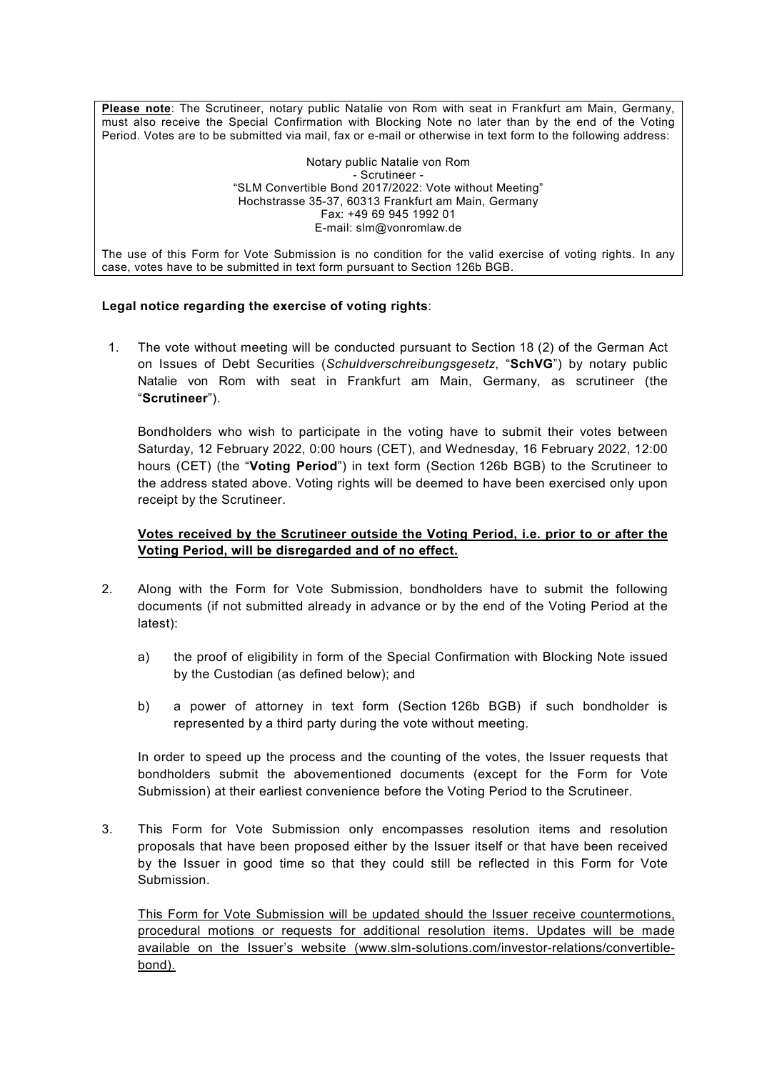**Please note**: The Scrutineer, notary public Natalie von Rom with seat in Frankfurt am Main, Germany, must also receive the Special Confirmation with Blocking Note no later than by the end of the Voting Period. Votes are to be submitted via mail, fax or e-mail or otherwise in text form to the following address:

Notary public Natalie von Rom
- Scrutineer -
"SLM Convertible Bond 2017/2022: Vote without Meeting"
Hochstrasse 35-37, 60313 Frankfurt am Main, Germany
Fax: +49 69 945 1992 01
E-mail: slm@vonromlaw.de

The use of this Form for Vote Submission is no condition for the valid exercise of voting rights. In any case, votes have to be submitted in text form pursuant to Section 126b BGB.

**Legal notice regarding the exercise of voting rights**:

1. The vote without meeting will be conducted pursuant to Section 18 (2) of the German Act on Issues of Debt Securities (*Schuldverschreibungsgesetz*, "**SchVG**") by notary public Natalie von Rom with seat in Frankfurt am Main, Germany, as scrutineer (the "**Scrutineer**").

   Bondholders who wish to participate in the voting have to submit their votes between Saturday, 12 February 2022, 0:00 hours (CET), and Wednesday, 16 February 2022, 12:00 hours (CET) (the "**Voting Period**") in text form (Section 126b BGB) to the Scrutineer to the address stated above. Voting rights will be deemed to have been exercised only upon receipt by the Scrutineer.

   **Votes received by the Scrutineer outside the Voting Period, i.e. prior to or after the Voting Period, will be disregarded and of no effect.**

2. Along with the Form for Vote Submission, bondholders have to submit the following documents (if not submitted already in advance or by the end of the Voting Period at the latest):

   a) the proof of eligibility in form of the Special Confirmation with Blocking Note issued by the Custodian (as defined below); and

   b) a power of attorney in text form (Section 126b BGB) if such bondholder is represented by a third party during the vote without meeting.

   In order to speed up the process and the counting of the votes, the Issuer requests that bondholders submit the abovementioned documents (except for the Form for Vote Submission) at their earliest convenience before the Voting Period to the Scrutineer.

3. This Form for Vote Submission only encompasses resolution items and resolution proposals that have been proposed either by the Issuer itself or that have been received by the Issuer in good time so that they could still be reflected in this Form for Vote Submission.

   This Form for Vote Submission will be updated should the Issuer receive countermotions, procedural motions or requests for additional resolution items. Updates will be made available on the Issuer's website (www.slm-solutions.com/investor-relations/convertible-bond).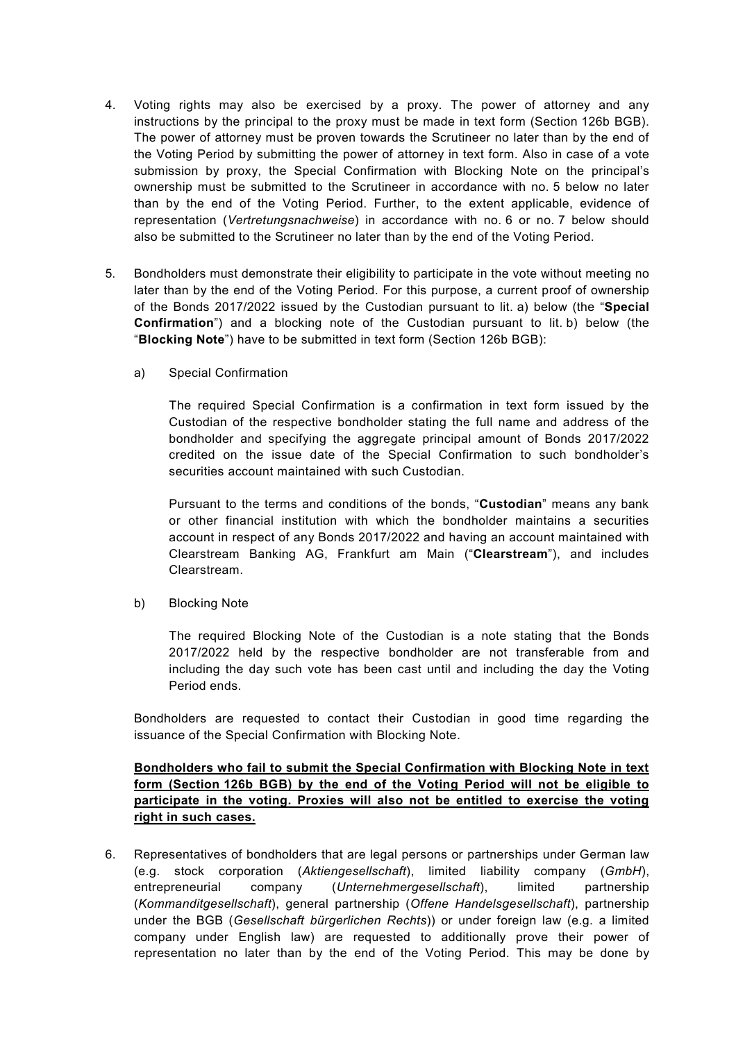4. Voting rights may also be exercised by a proxy. The power of attorney and any instructions by the principal to the proxy must be made in text form (Section 126b BGB). The power of attorney must be proven towards the Scrutineer no later than by the end of the Voting Period by submitting the power of attorney in text form. Also in case of a vote submission by proxy, the Special Confirmation with Blocking Note on the principal's ownership must be submitted to the Scrutineer in accordance with no. 5 below no later than by the end of the Voting Period. Further, to the extent applicable, evidence of representation (*Vertretungsnachweise*) in accordance with no. 6 or no. 7 below should also be submitted to the Scrutineer no later than by the end of the Voting Period.

5. Bondholders must demonstrate their eligibility to participate in the vote without meeting no later than by the end of the Voting Period. For this purpose, a current proof of ownership of the Bonds 2017/2022 issued by the Custodian pursuant to lit. a) below (the "**Special Confirmation**") and a blocking note of the Custodian pursuant to lit. b) below (the "**Blocking Note**") have to be submitted in text form (Section 126b BGB):

   a) Special Confirmation

      The required Special Confirmation is a confirmation in text form issued by the Custodian of the respective bondholder stating the full name and address of the bondholder and specifying the aggregate principal amount of Bonds 2017/2022 credited on the issue date of the Special Confirmation to such bondholder's securities account maintained with such Custodian.

      Pursuant to the terms and conditions of the bonds, "**Custodian**" means any bank or other financial institution with which the bondholder maintains a securities account in respect of any Bonds 2017/2022 and having an account maintained with Clearstream Banking AG, Frankfurt am Main ("**Clearstream**"), and includes Clearstream.

   b) Blocking Note

      The required Blocking Note of the Custodian is a note stating that the Bonds 2017/2022 held by the respective bondholder are not transferable from and including the day such vote has been cast until and including the day the Voting Period ends.

   Bondholders are requested to contact their Custodian in good time regarding the issuance of the Special Confirmation with Blocking Note.

   **Bondholders who fail to submit the Special Confirmation with Blocking Note in text form (Section 126b BGB) by the end of the Voting Period will not be eligible to participate in the voting. Proxies will also not be entitled to exercise the voting right in such cases.**

6. Representatives of bondholders that are legal persons or partnerships under German law (e.g. stock corporation (*Aktiengesellschaft*), limited liability company (*GmbH*), entrepreneurial company (*Unternehmergesellschaft*), limited partnership (*Kommanditgesellschaft*), general partnership (*Offene Handelsgesellschaft*), partnership under the BGB (*Gesellschaft bürgerlichen Rechts*)) or under foreign law (e.g. a limited company under English law) are requested to additionally prove their power of representation no later than by the end of the Voting Period. This may be done by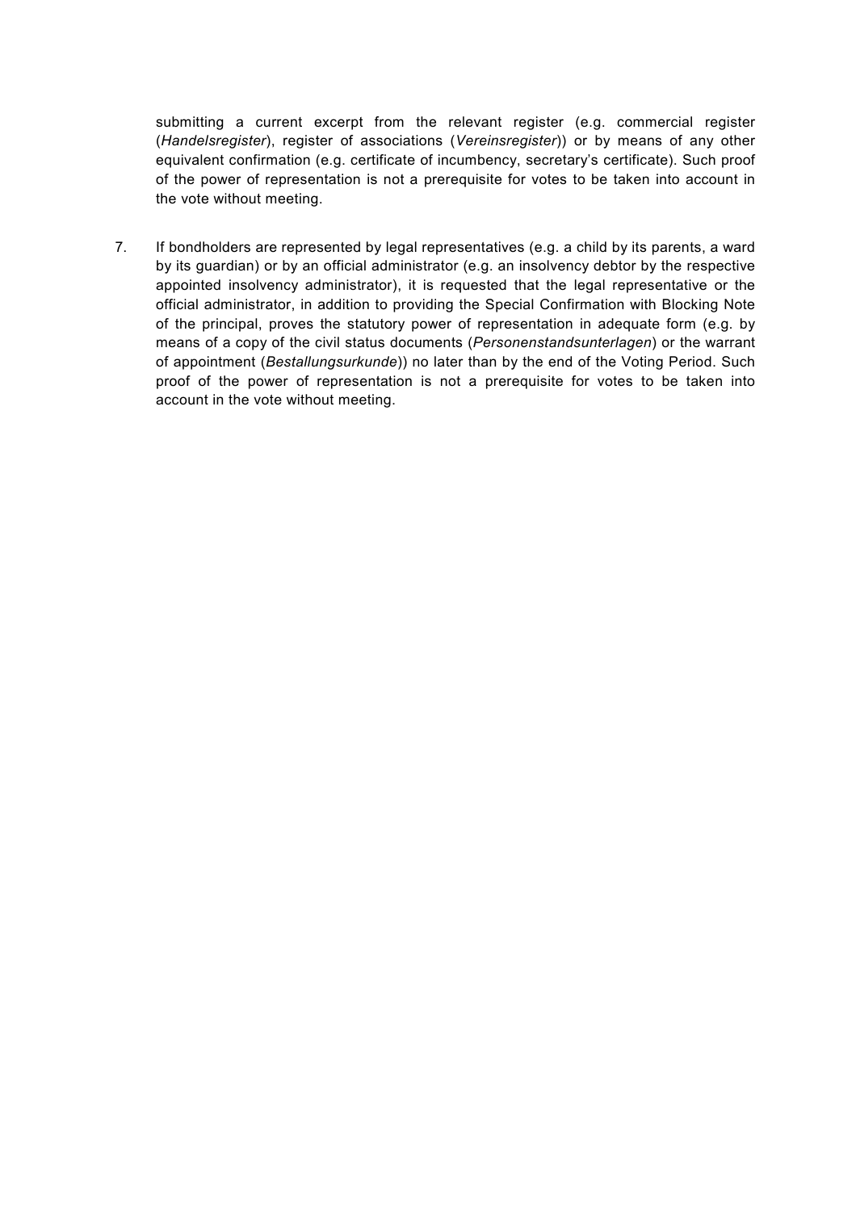submitting a current excerpt from the relevant register (e.g. commercial register (*Handelsregister*), register of associations (*Vereinsregister*)) or by means of any other equivalent confirmation (e.g. certificate of incumbency, secretary's certificate). Such proof of the power of representation is not a prerequisite for votes to be taken into account in the vote without meeting.

7. If bondholders are represented by legal representatives (e.g. a child by its parents, a ward by its guardian) or by an official administrator (e.g. an insolvency debtor by the respective appointed insolvency administrator), it is requested that the legal representative or the official administrator, in addition to providing the Special Confirmation with Blocking Note of the principal, proves the statutory power of representation in adequate form (e.g. by means of a copy of the civil status documents (*Personenstandsunterlagen*) or the warrant of appointment (*Bestallungsurkunde*)) no later than by the end of the Voting Period. Such proof of the power of representation is not a prerequisite for votes to be taken into account in the vote without meeting.